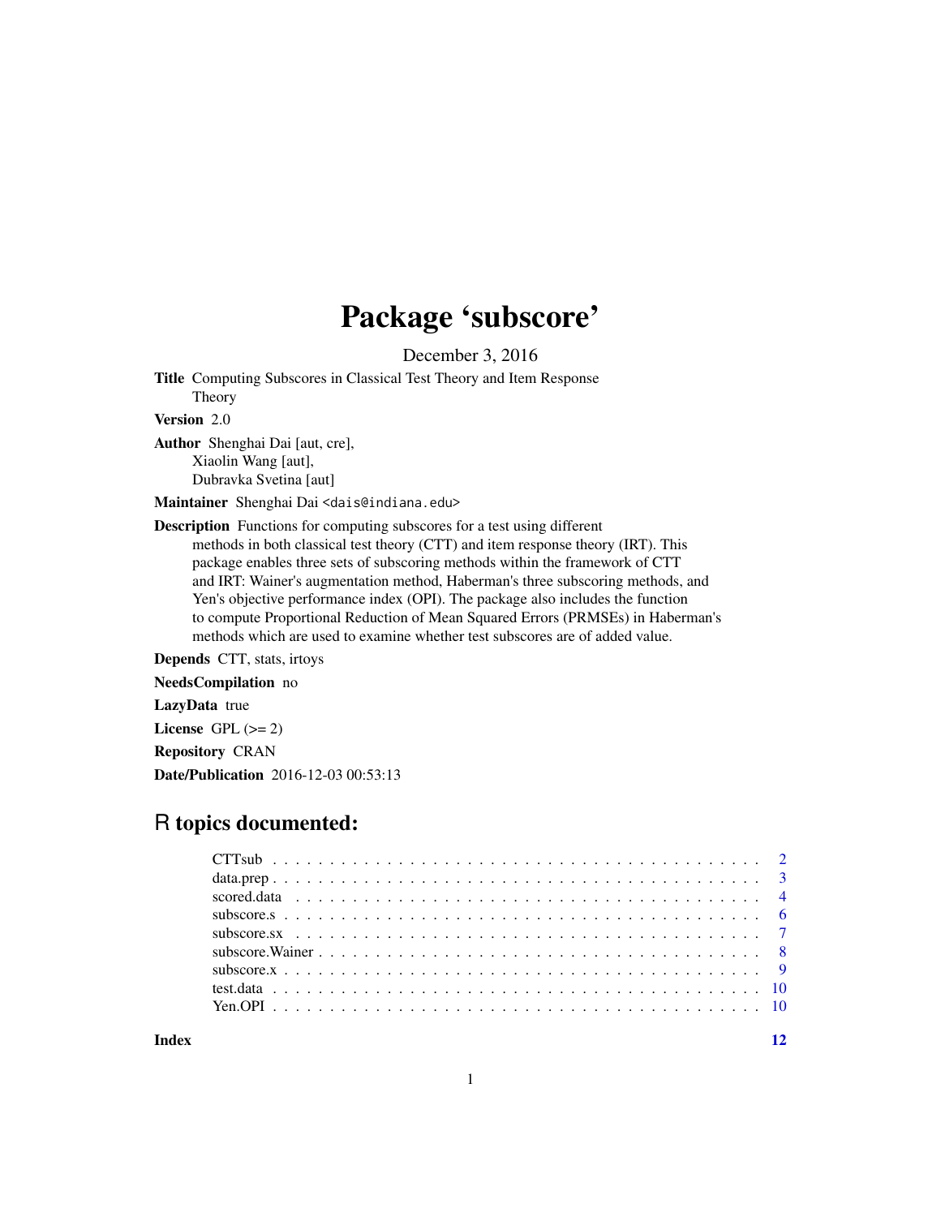# Package 'subscore'

December 3, 2016

**Title** Computing Subscores in Classical Test Theory and Item Response Theory

**Version** 2.0

**Author** Shenghai Dai [aut, cre],
Xiaolin Wang [aut],
Dubravka Svetina [aut]

**Maintainer** Shenghai Dai <dais@indiana.edu>

**Description** Functions for computing subscores for a test using different methods in both classical test theory (CTT) and item response theory (IRT). This package enables three sets of subscoring methods within the framework of CTT and IRT: Wainer's augmentation method, Haberman's three subscoring methods, and Yen's objective performance index (OPI). The package also includes the function to compute Proportional Reduction of Mean Squared Errors (PRMSEs) in Haberman's methods which are used to examine whether test subscores are of added value.

**Depends** CTT, stats, irtoys

**NeedsCompilation** no

**LazyData** true

**License** GPL (>= 2)

**Repository** CRAN

**Date/Publication** 2016-12-03 00:53:13

## R topics documented:

- CTTsub . . . . . . . . . . 2
- data.prep . . . . . . . . . . 3
- scored.data . . . . . . . . . . 4
- subscore.s . . . . . . . . . . 6
- subscore.sx . . . . . . . . . . 7
- subscore.Wainer . . . . . . . . . . 8
- subscore.x . . . . . . . . . . 9
- test.data . . . . . . . . . . 10
- Yen.OPI . . . . . . . . . . 10

**Index** 12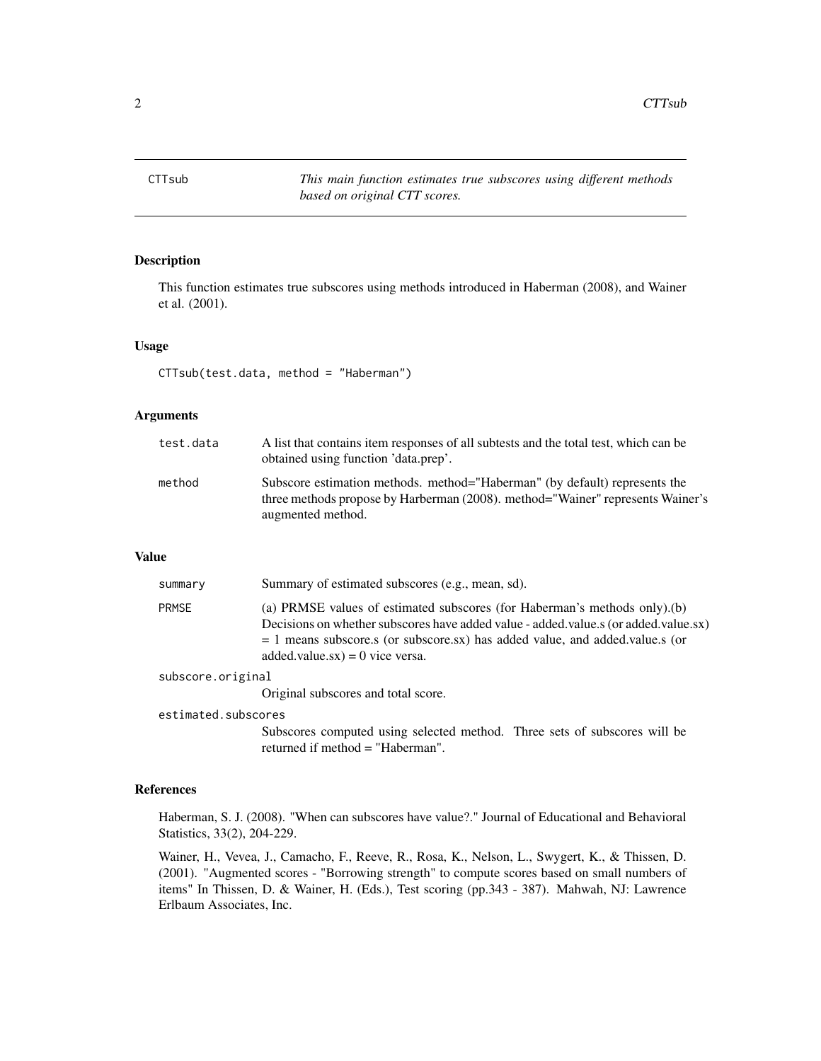# CTTsub — *This main function estimates true subscores using different methods based on original CTT scores.*

## Description

This function estimates true subscores using methods introduced in Haberman (2008), and Wainer et al. (2001).

## Usage

```
CTTsub(test.data, method = "Haberman")
```

## Arguments

| | |
|---|---|
| `test.data` | A list that contains item responses of all subtests and the total test, which can be obtained using function 'data.prep'. |
| `method` | Subscore estimation methods. method="Haberman" (by default) represents the three methods propose by Harberman (2008). method="Wainer" represents Wainer's augmented method. |

## Value

| | |
|---|---|
| `summary` | Summary of estimated subscores (e.g., mean, sd). |
| `PRMSE` | (a) PRMSE values of estimated subscores (for Haberman's methods only).(b) Decisions on whether subscores have added value - added.value.s (or added.value.sx) = 1 means subscore.s (or subscore.sx) has added value, and added.value.s (or added.value.sx) = 0 vice versa. |
| `subscore.original` | Original subscores and total score. |
| `estimated.subscores` | Subscores computed using selected method. Three sets of subscores will be returned if method = "Haberman". |

## References

Haberman, S. J. (2008). "When can subscores have value?." Journal of Educational and Behavioral Statistics, 33(2), 204-229.

Wainer, H., Vevea, J., Camacho, F., Reeve, R., Rosa, K., Nelson, L., Swygert, K., & Thissen, D. (2001). "Augmented scores - "Borrowing strength" to compute scores based on small numbers of items" In Thissen, D. & Wainer, H. (Eds.), Test scoring (pp.343 - 387). Mahwah, NJ: Lawrence Erlbaum Associates, Inc.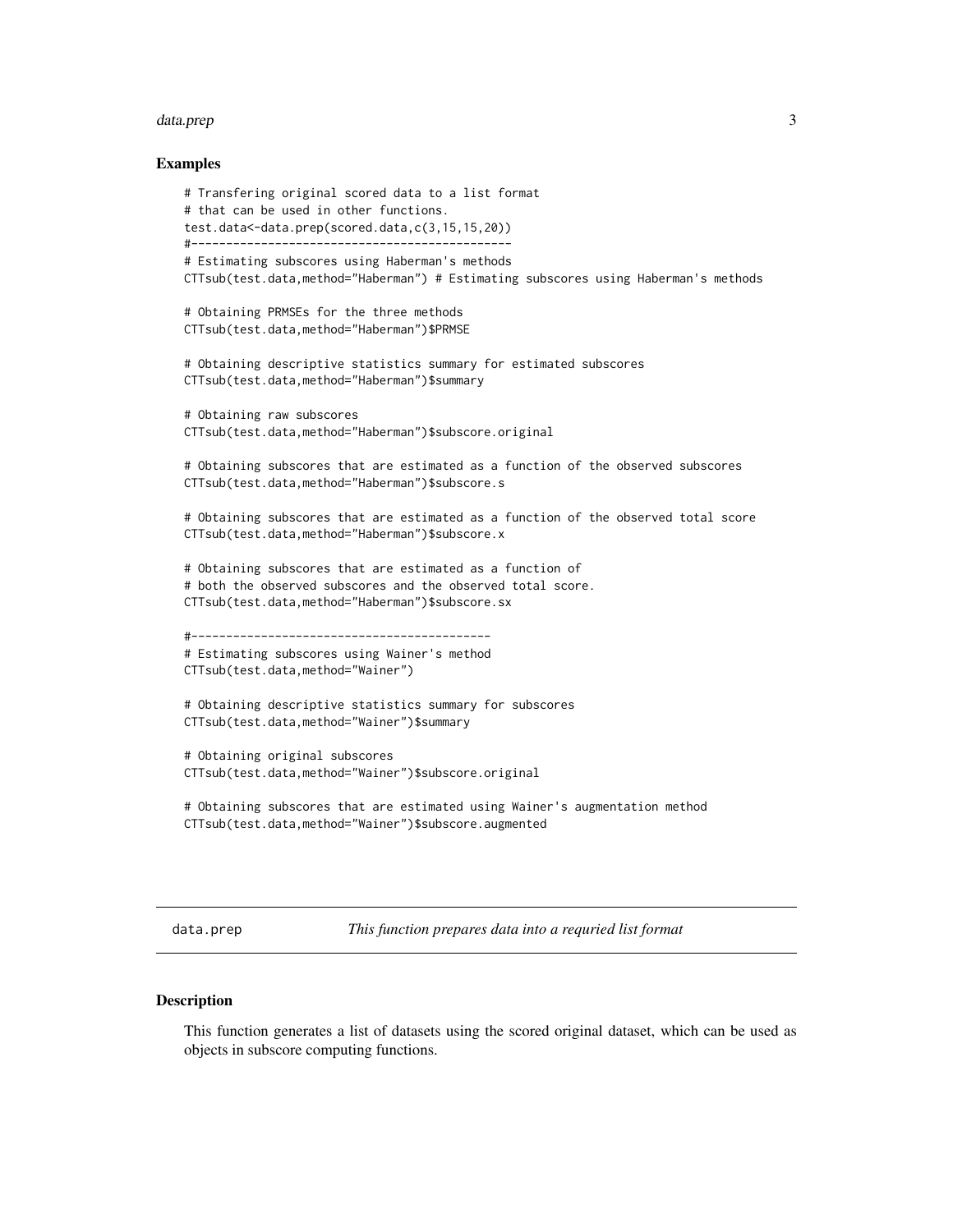### Examples

```
# Transfering original scored data to a list format
# that can be used in other functions.
test.data<-data.prep(scored.data,c(3,15,15,20))
#---------------------------------------------
# Estimating subscores using Haberman's methods
CTTsub(test.data,method="Haberman") # Estimating subscores using Haberman's methods

# Obtaining PRMSEs for the three methods
CTTsub(test.data,method="Haberman")$PRMSE

# Obtaining descriptive statistics summary for estimated subscores
CTTsub(test.data,method="Haberman")$summary

# Obtaining raw subscores
CTTsub(test.data,method="Haberman")$subscore.original

# Obtaining subscores that are estimated as a function of the observed subscores
CTTsub(test.data,method="Haberman")$subscore.s

# Obtaining subscores that are estimated as a function of the observed total score
CTTsub(test.data,method="Haberman")$subscore.x

# Obtaining subscores that are estimated as a function of
# both the observed subscores and the observed total score.
CTTsub(test.data,method="Haberman")$subscore.sx

#------------------------------------------
# Estimating subscores using Wainer's method
CTTsub(test.data,method="Wainer")

# Obtaining descriptive statistics summary for subscores
CTTsub(test.data,method="Wainer")$summary

# Obtaining original subscores
CTTsub(test.data,method="Wainer")$subscore.original

# Obtaining subscores that are estimated using Wainer's augmentation method
CTTsub(test.data,method="Wainer")$subscore.augmented
```

## data.prep — *This function prepares data into a requried list format*

### Description

This function generates a list of datasets using the scored original dataset, which can be used as objects in subscore computing functions.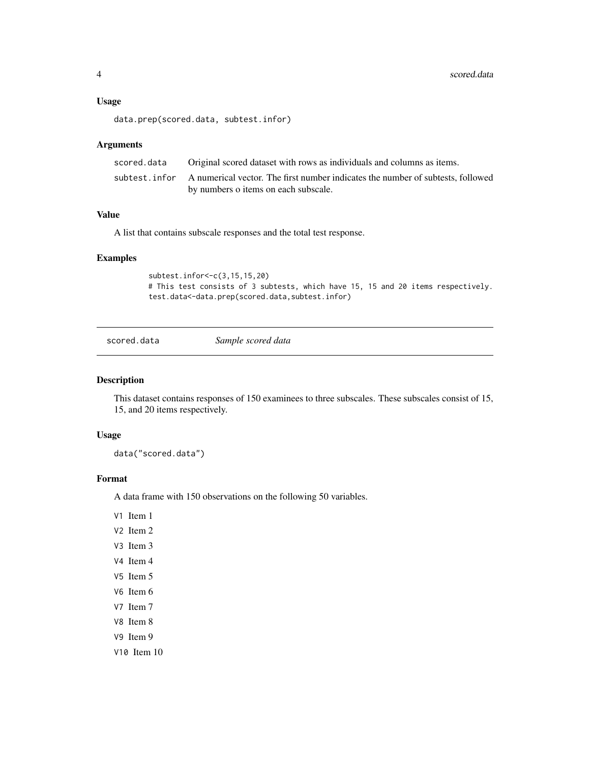### Usage

```
data.prep(scored.data, subtest.infor)
```

### Arguments

| | |
|---|---|
| scored.data | Original scored dataset with rows as individuals and columns as items. |
| subtest.infor | A numerical vector. The first number indicates the number of subtests, followed by numbers o items on each subscale. |

### Value

A list that contains subscale responses and the total test response.

### Examples

```
subtest.infor<-c(3,15,15,20)
# This test consists of 3 subtests, which have 15, 15 and 20 items respectively.
test.data<-data.prep(scored.data,subtest.infor)
```

---

## scored.data *Sample scored data*

---

### Description

This dataset contains responses of 150 examinees to three subscales. These subscales consist of 15, 15, and 20 items respectively.

### Usage

```
data("scored.data")
```

### Format

A data frame with 150 observations on the following 50 variables.

- V1 Item 1
- V2 Item 2
- V3 Item 3
- V4 Item 4
- V5 Item 5
- V6 Item 6
- V7 Item 7
- V8 Item 8
- V9 Item 9
- V10 Item 10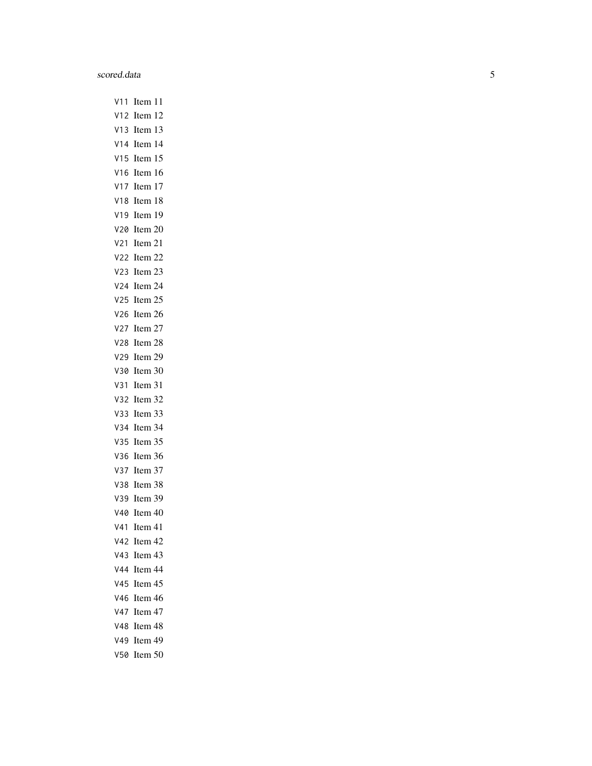V11 Item 11
V12 Item 12
V13 Item 13
V14 Item 14
V15 Item 15
V16 Item 16
V17 Item 17
V18 Item 18
V19 Item 19
V20 Item 20
V21 Item 21
V22 Item 22
V23 Item 23
V24 Item 24
V25 Item 25
V26 Item 26
V27 Item 27
V28 Item 28
V29 Item 29
V30 Item 30
V31 Item 31
V32 Item 32
V33 Item 33
V34 Item 34
V35 Item 35
V36 Item 36
V37 Item 37
V38 Item 38
V39 Item 39
V40 Item 40
V41 Item 41
V42 Item 42
V43 Item 43
V44 Item 44
V45 Item 45
V46 Item 46
V47 Item 47
V48 Item 48
V49 Item 49
V50 Item 50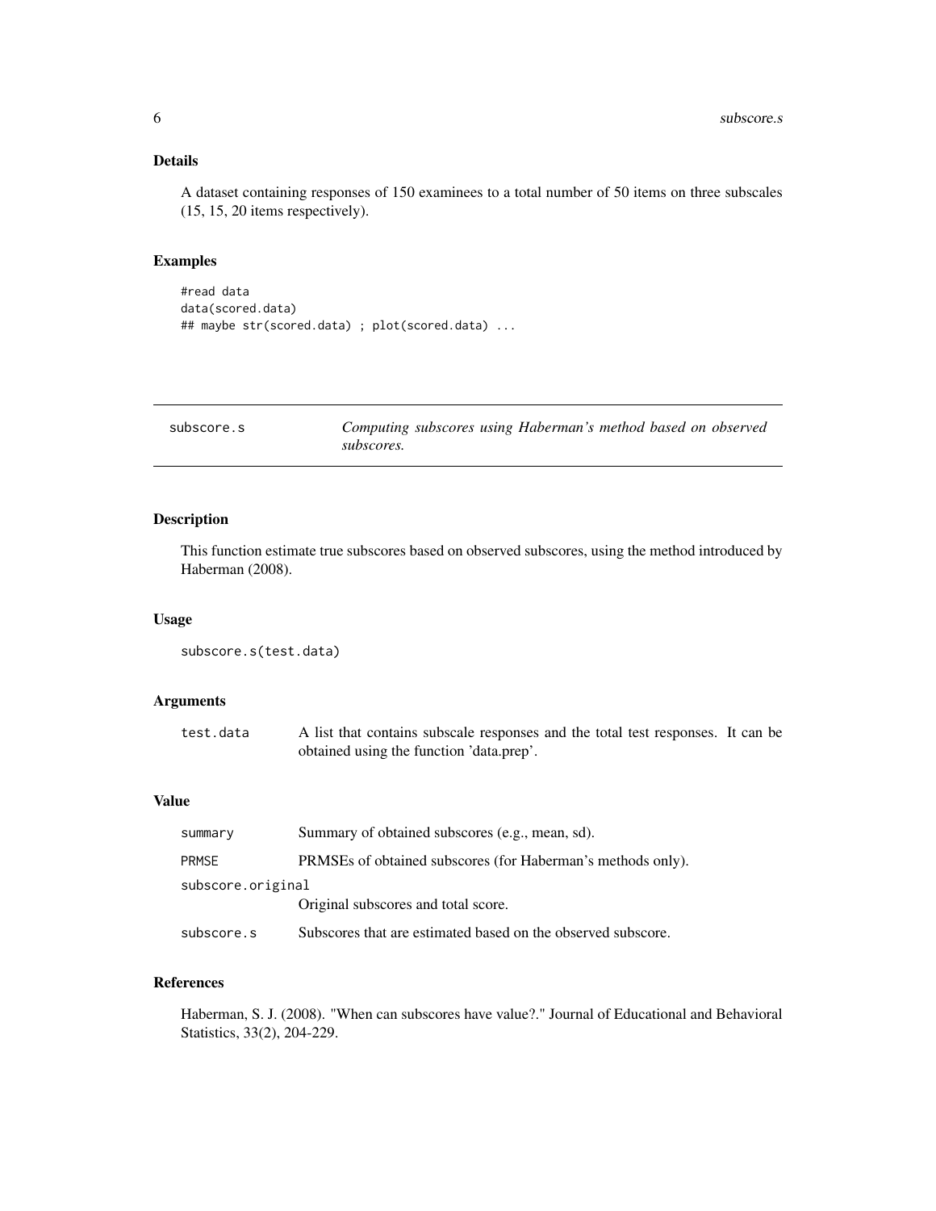## Details

A dataset containing responses of 150 examinees to a total number of 50 items on three subscales (15, 15, 20 items respectively).

## Examples

```
#read data
data(scored.data)
## maybe str(scored.data) ; plot(scored.data) ...
```

---

# subscore.s — *Computing subscores using Haberman's method based on observed subscores.*

---

## Description

This function estimate true subscores based on observed subscores, using the method introduced by Haberman (2008).

## Usage

```
subscore.s(test.data)
```

## Arguments

| | |
|---|---|
| test.data | A list that contains subscale responses and the total test responses. It can be obtained using the function 'data.prep'. |

## Value

| | |
|---|---|
| summary | Summary of obtained subscores (e.g., mean, sd). |
| PRMSE | PRMSEs of obtained subscores (for Haberman's methods only). |
| subscore.original | Original subscores and total score. |
| subscore.s | Subscores that are estimated based on the observed subscore. |

## References

Haberman, S. J. (2008). "When can subscores have value?." Journal of Educational and Behavioral Statistics, 33(2), 204-229.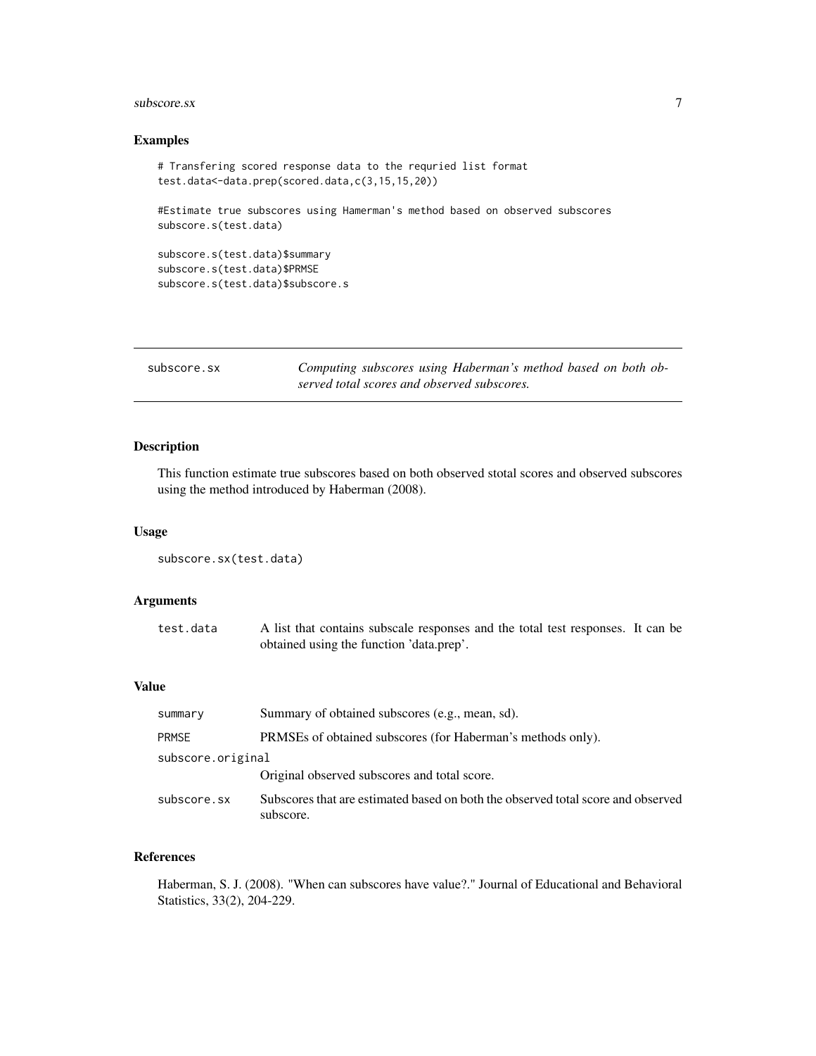## Examples

```
# Transfering scored response data to the requried list format
test.data<-data.prep(scored.data,c(3,15,15,20))

#Estimate true subscores using Hamerman's method based on observed subscores
subscore.s(test.data)

subscore.s(test.data)$summary
subscore.s(test.data)$PRMSE
subscore.s(test.data)$subscore.s
```

---

# subscore.sx — *Computing subscores using Haberman's method based on both observed total scores and observed subscores.*

---

## Description

This function estimate true subscores based on both observed stotal scores and observed subscores using the method introduced by Haberman (2008).

## Usage

```
subscore.sx(test.data)
```

## Arguments

| | |
|---|---|
| `test.data` | A list that contains subscale responses and the total test responses. It can be obtained using the function 'data.prep'. |

## Value

| | |
|---|---|
| `summary` | Summary of obtained subscores (e.g., mean, sd). |
| `PRMSE` | PRMSEs of obtained subscores (for Haberman's methods only). |
| `subscore.original` | Original observed subscores and total score. |
| `subscore.sx` | Subscores that are estimated based on both the observed total score and observed subscore. |

## References

Haberman, S. J. (2008). "When can subscores have value?." Journal of Educational and Behavioral Statistics, 33(2), 204-229.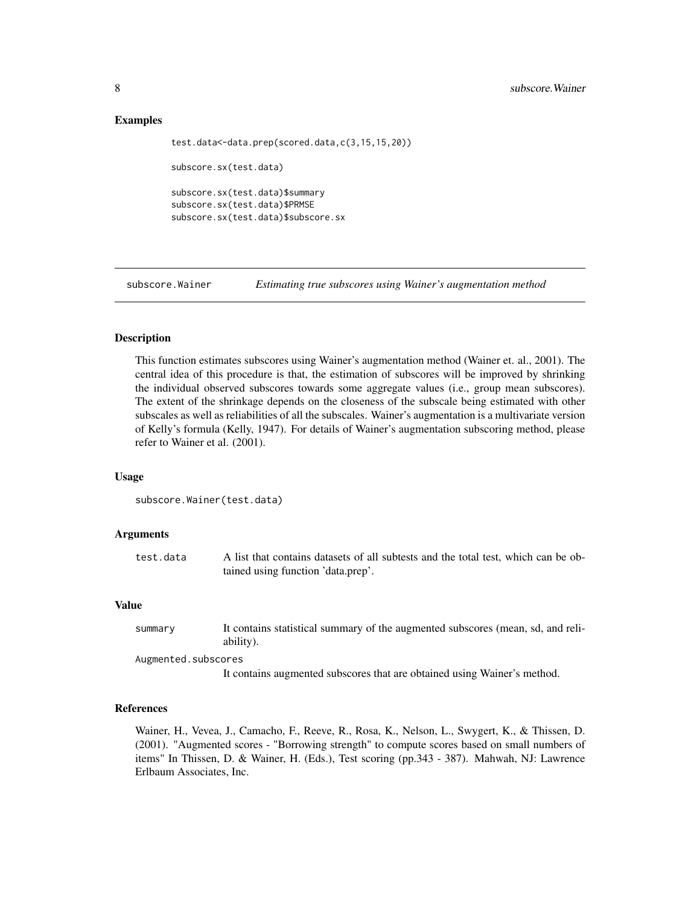## Examples

```
test.data<-data.prep(scored.data,c(3,15,15,20))

subscore.sx(test.data)

subscore.sx(test.data)$summary
subscore.sx(test.data)$PRMSE
subscore.sx(test.data)$subscore.sx
```

---

# subscore.Wainer — *Estimating true subscores using Wainer's augmentation method*

---

## Description

This function estimates subscores using Wainer's augmentation method (Wainer et. al., 2001). The central idea of this procedure is that, the estimation of subscores will be improved by shrinking the individual observed subscores towards some aggregate values (i.e., group mean subscores). The extent of the shrinkage depends on the closeness of the subscale being estimated with other subscales as well as reliabilities of all the subscales. Wainer's augmentation is a multivariate version of Kelly's formula (Kelly, 1947). For details of Wainer's augmentation subscoring method, please refer to Wainer et al. (2001).

## Usage

```
subscore.Wainer(test.data)
```

## Arguments

| | |
|---|---|
| `test.data` | A list that contains datasets of all subtests and the total test, which can be obtained using function 'data.prep'. |

## Value

| | |
|---|---|
| `summary` | It contains statistical summary of the augmented subscores (mean, sd, and reliability). |
| `Augmented.subscores` | It contains augmented subscores that are obtained using Wainer's method. |

## References

Wainer, H., Vevea, J., Camacho, F., Reeve, R., Rosa, K., Nelson, L., Swygert, K., & Thissen, D. (2001). "Augmented scores - "Borrowing strength" to compute scores based on small numbers of items" In Thissen, D. & Wainer, H. (Eds.), Test scoring (pp.343 - 387). Mahwah, NJ: Lawrence Erlbaum Associates, Inc.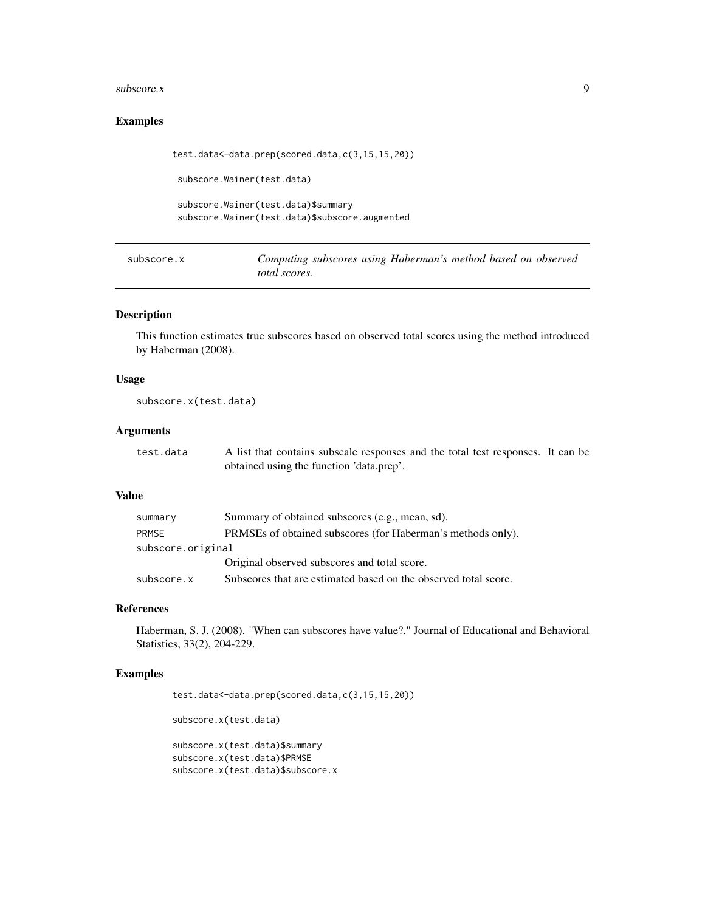## Examples

```
test.data<-data.prep(scored.data,c(3,15,15,20))

 subscore.Wainer(test.data)

 subscore.Wainer(test.data)$summary
 subscore.Wainer(test.data)$subscore.augmented
```

---

# subscore.x — *Computing subscores using Haberman's method based on observed total scores.*

---

## Description

This function estimates true subscores based on observed total scores using the method introduced by Haberman (2008).

## Usage

```
subscore.x(test.data)
```

## Arguments

| | |
|---|---|
| `test.data` | A list that contains subscale responses and the total test responses. It can be obtained using the function 'data.prep'. |

## Value

| | |
|---|---|
| `summary` | Summary of obtained subscores (e.g., mean, sd). |
| `PRMSE` | PRMSEs of obtained subscores (for Haberman's methods only). |
| `subscore.original` | Original observed subscores and total score. |
| `subscore.x` | Subscores that are estimated based on the observed total score. |

## References

Haberman, S. J. (2008). "When can subscores have value?." Journal of Educational and Behavioral Statistics, 33(2), 204-229.

## Examples

```
test.data<-data.prep(scored.data,c(3,15,15,20))

subscore.x(test.data)

subscore.x(test.data)$summary
subscore.x(test.data)$PRMSE
subscore.x(test.data)$subscore.x
```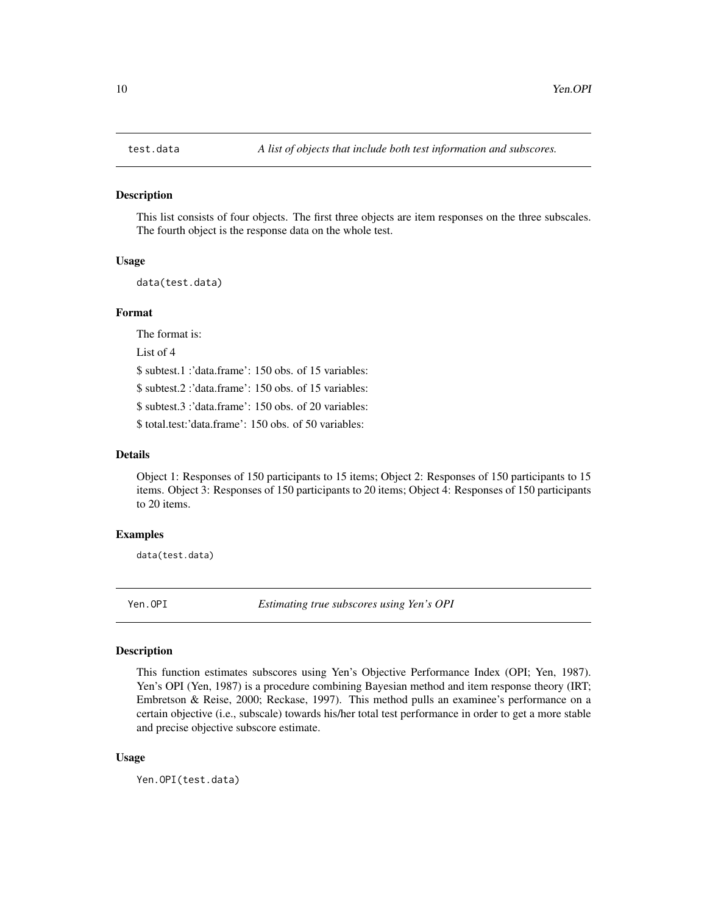## test.data *A list of objects that include both test information and subscores.*

### Description

This list consists of four objects. The first three objects are item responses on the three subscales. The fourth object is the response data on the whole test.

### Usage

```
data(test.data)
```

### Format

The format is:

List of 4

$ subtest.1 :'data.frame': 150 obs. of 15 variables:

$ subtest.2 :'data.frame': 150 obs. of 15 variables:

$ subtest.3 :'data.frame': 150 obs. of 20 variables:

$ total.test:'data.frame': 150 obs. of 50 variables:

### Details

Object 1: Responses of 150 participants to 15 items; Object 2: Responses of 150 participants to 15 items. Object 3: Responses of 150 participants to 20 items; Object 4: Responses of 150 participants to 20 items.

### Examples

```
data(test.data)
```

## Yen.OPI *Estimating true subscores using Yen's OPI*

### Description

This function estimates subscores using Yen's Objective Performance Index (OPI; Yen, 1987). Yen's OPI (Yen, 1987) is a procedure combining Bayesian method and item response theory (IRT; Embretson & Reise, 2000; Reckase, 1997). This method pulls an examinee's performance on a certain objective (i.e., subscale) towards his/her total test performance in order to get a more stable and precise objective subscore estimate.

### Usage

```
Yen.OPI(test.data)
```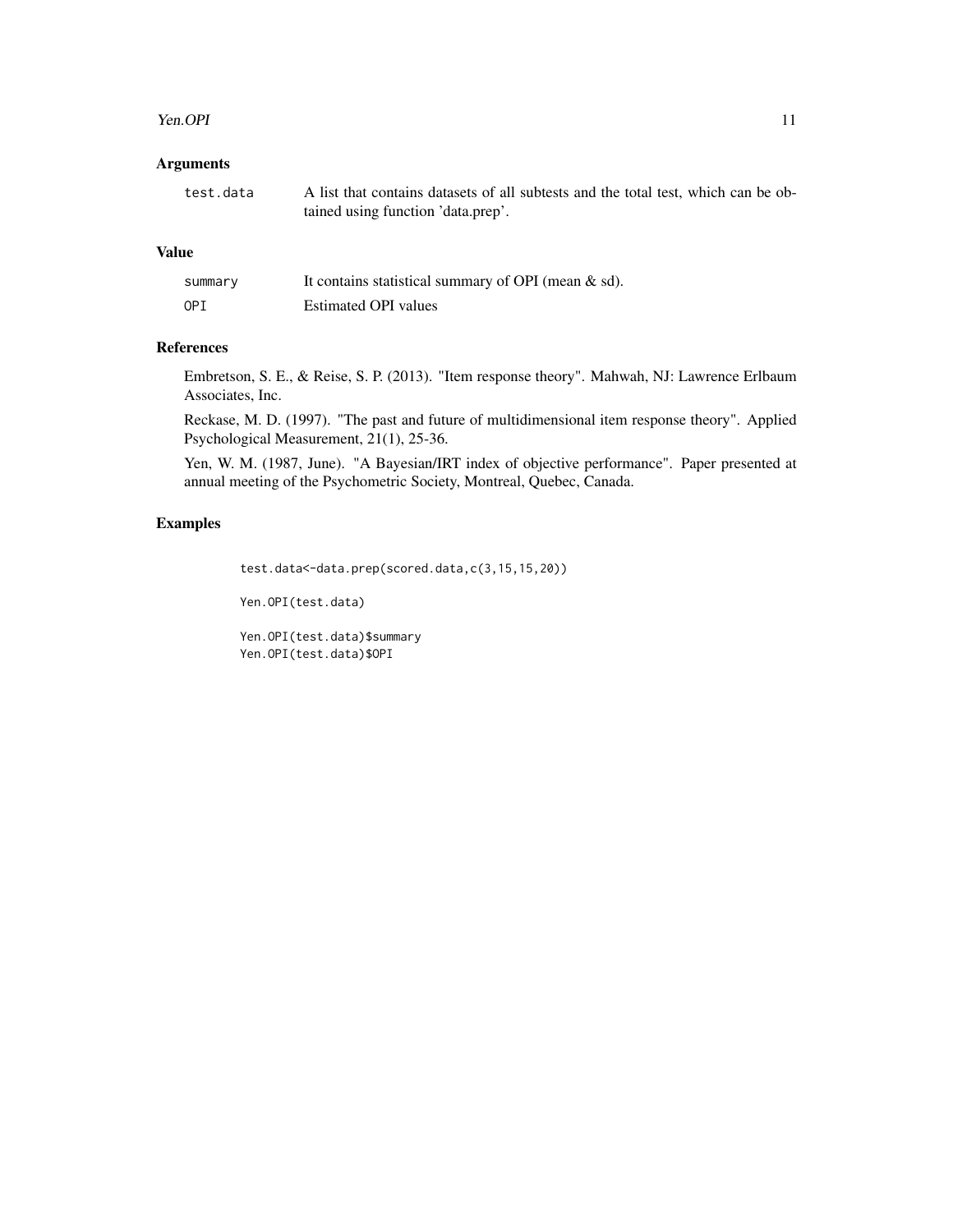## Arguments

test.data A list that contains datasets of all subtests and the total test, which can be obtained using function 'data.prep'.

## Value

summary It contains statistical summary of OPI (mean & sd).

OPI Estimated OPI values

## References

Embretson, S. E., & Reise, S. P. (2013). "Item response theory". Mahwah, NJ: Lawrence Erlbaum Associates, Inc.

Reckase, M. D. (1997). "The past and future of multidimensional item response theory". Applied Psychological Measurement, 21(1), 25-36.

Yen, W. M. (1987, June). "A Bayesian/IRT index of objective performance". Paper presented at annual meeting of the Psychometric Society, Montreal, Quebec, Canada.

## Examples

```
test.data<-data.prep(scored.data,c(3,15,15,20))

Yen.OPI(test.data)

Yen.OPI(test.data)$summary
Yen.OPI(test.data)$OPI
```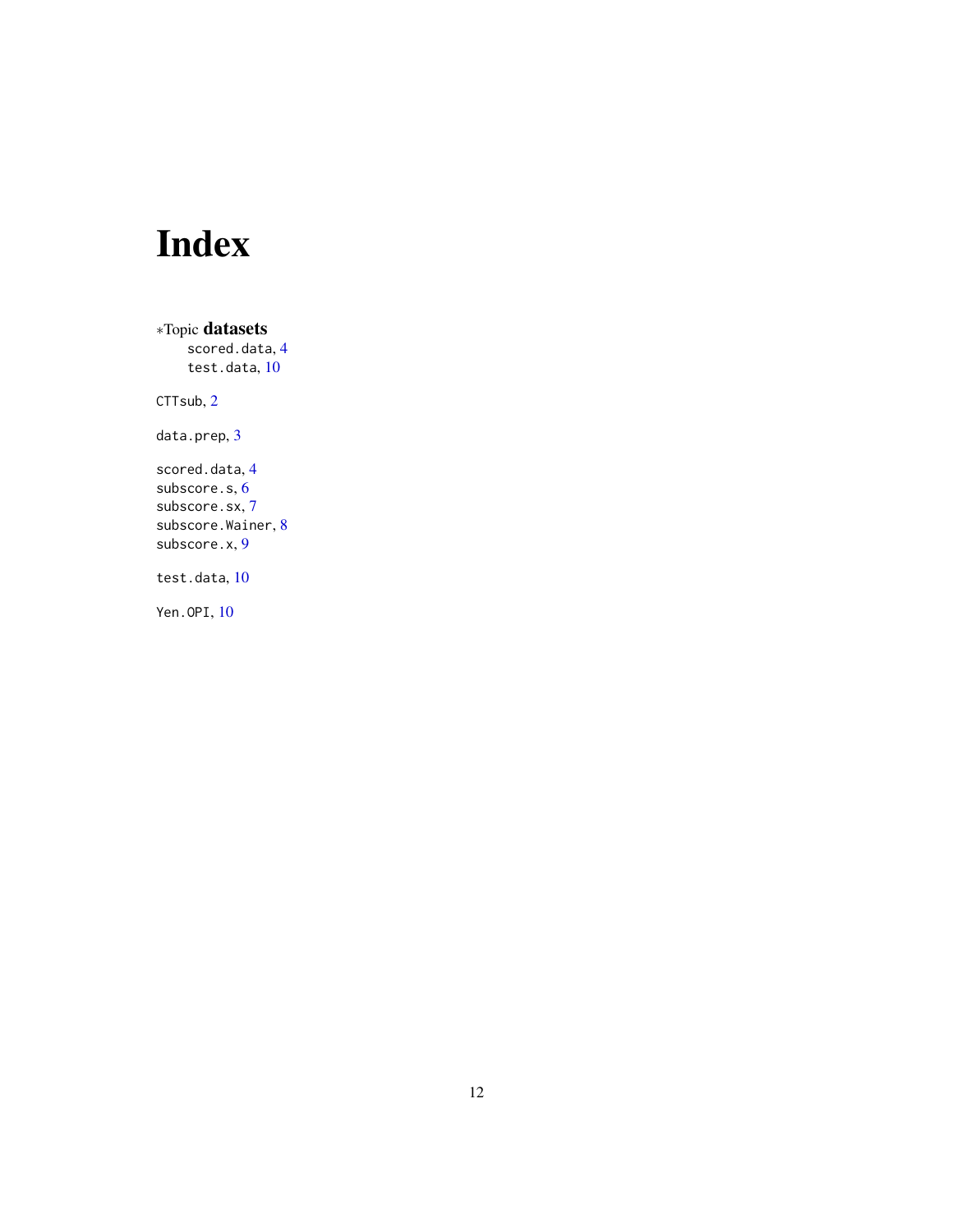# Index

∗Topic **datasets**

- scored.data, 4
- test.data, 10

CTTsub, 2

data.prep, 3

scored.data, 4
subscore.s, 6
subscore.sx, 7
subscore.Wainer, 8
subscore.x, 9

test.data, 10

Yen.OPI, 10